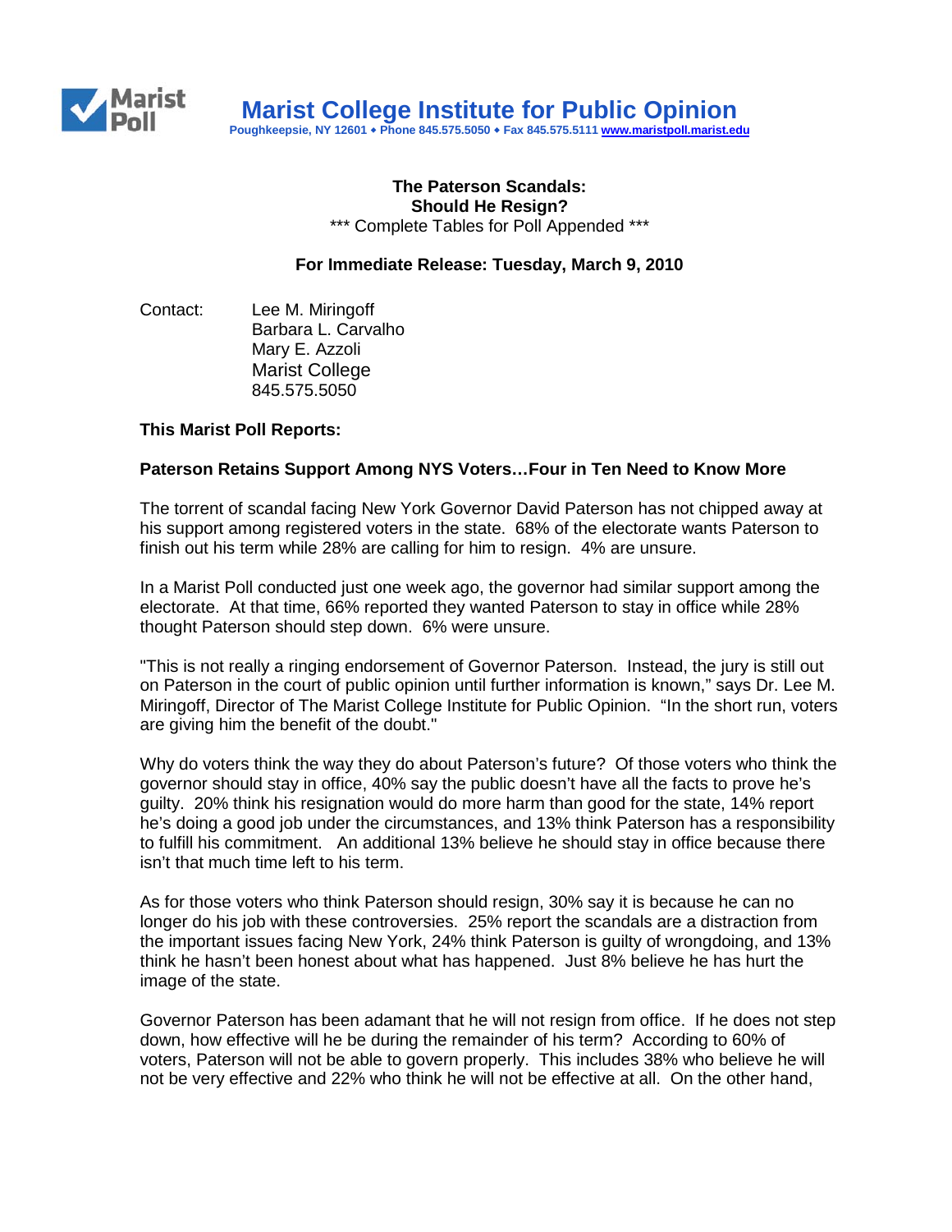# Marist College Institute for Public Opinion

Poughkeepsie, NY 12601 • Phone 845.575.5050 • Fax 845.575.5111 www.maristpoll.marist.edu

**The Paterson Scandals:**
**Should He Resign?**
*** Complete Tables for Poll Appended ***

**For Immediate Release: Tuesday, March 9, 2010**

Contact: Lee M. Miringoff
Barbara L. Carvalho
Mary E. Azzoli
Marist College
845.575.5050

**This Marist Poll Reports:**

**Paterson Retains Support Among NYS Voters…Four in Ten Need to Know More**

The torrent of scandal facing New York Governor David Paterson has not chipped away at his support among registered voters in the state. 68% of the electorate wants Paterson to finish out his term while 28% are calling for him to resign. 4% are unsure.

In a Marist Poll conducted just one week ago, the governor had similar support among the electorate. At that time, 66% reported they wanted Paterson to stay in office while 28% thought Paterson should step down. 6% were unsure.

"This is not really a ringing endorsement of Governor Paterson. Instead, the jury is still out on Paterson in the court of public opinion until further information is known," says Dr. Lee M. Miringoff, Director of The Marist College Institute for Public Opinion. "In the short run, voters are giving him the benefit of the doubt."

Why do voters think the way they do about Paterson's future? Of those voters who think the governor should stay in office, 40% say the public doesn't have all the facts to prove he's guilty. 20% think his resignation would do more harm than good for the state, 14% report he's doing a good job under the circumstances, and 13% think Paterson has a responsibility to fulfill his commitment. An additional 13% believe he should stay in office because there isn't that much time left to his term.

As for those voters who think Paterson should resign, 30% say it is because he can no longer do his job with these controversies. 25% report the scandals are a distraction from the important issues facing New York, 24% think Paterson is guilty of wrongdoing, and 13% think he hasn't been honest about what has happened. Just 8% believe he has hurt the image of the state.

Governor Paterson has been adamant that he will not resign from office. If he does not step down, how effective will he be during the remainder of his term? According to 60% of voters, Paterson will not be able to govern properly. This includes 38% who believe he will not be very effective and 22% who think he will not be effective at all. On the other hand,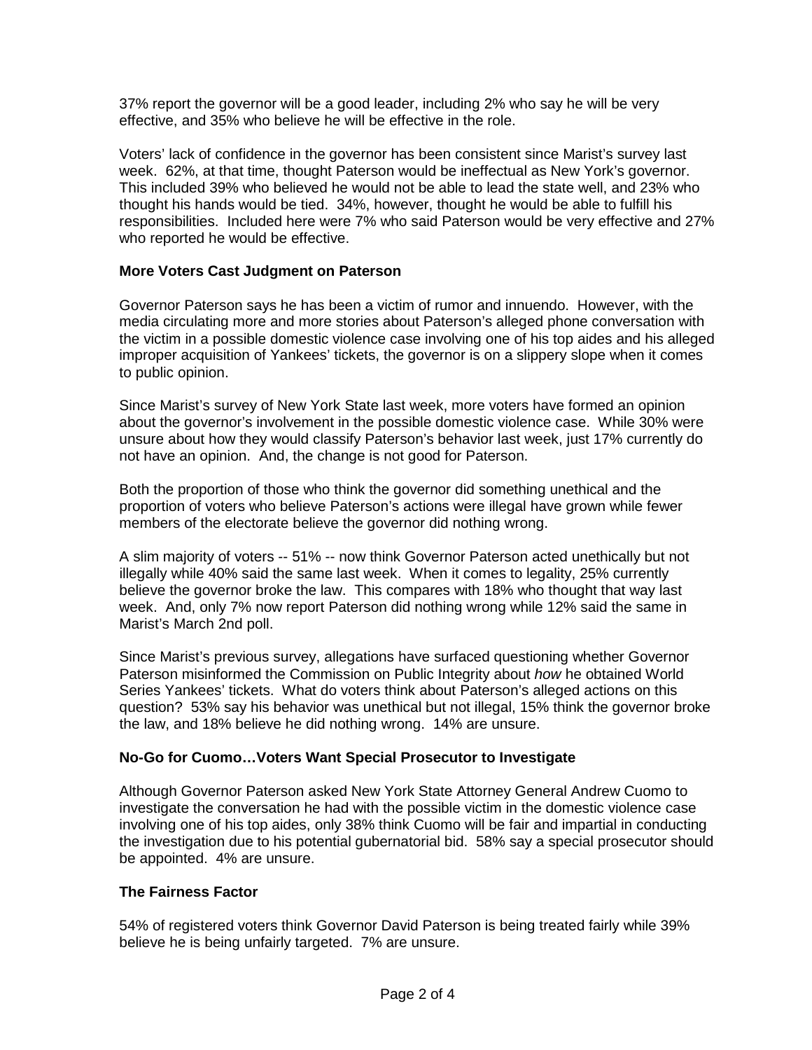37% report the governor will be a good leader, including 2% who say he will be very effective, and 35% who believe he will be effective in the role.

Voters' lack of confidence in the governor has been consistent since Marist's survey last week. 62%, at that time, thought Paterson would be ineffectual as New York's governor. This included 39% who believed he would not be able to lead the state well, and 23% who thought his hands would be tied. 34%, however, thought he would be able to fulfill his responsibilities. Included here were 7% who said Paterson would be very effective and 27% who reported he would be effective.

**More Voters Cast Judgment on Paterson**

Governor Paterson says he has been a victim of rumor and innuendo. However, with the media circulating more and more stories about Paterson's alleged phone conversation with the victim in a possible domestic violence case involving one of his top aides and his alleged improper acquisition of Yankees' tickets, the governor is on a slippery slope when it comes to public opinion.

Since Marist's survey of New York State last week, more voters have formed an opinion about the governor's involvement in the possible domestic violence case. While 30% were unsure about how they would classify Paterson's behavior last week, just 17% currently do not have an opinion. And, the change is not good for Paterson.

Both the proportion of those who think the governor did something unethical and the proportion of voters who believe Paterson's actions were illegal have grown while fewer members of the electorate believe the governor did nothing wrong.

A slim majority of voters -- 51% -- now think Governor Paterson acted unethically but not illegally while 40% said the same last week. When it comes to legality, 25% currently believe the governor broke the law. This compares with 18% who thought that way last week. And, only 7% now report Paterson did nothing wrong while 12% said the same in Marist's March 2nd poll.

Since Marist's previous survey, allegations have surfaced questioning whether Governor Paterson misinformed the Commission on Public Integrity about *how* he obtained World Series Yankees' tickets. What do voters think about Paterson's alleged actions on this question? 53% say his behavior was unethical but not illegal, 15% think the governor broke the law, and 18% believe he did nothing wrong. 14% are unsure.

**No-Go for Cuomo…Voters Want Special Prosecutor to Investigate**

Although Governor Paterson asked New York State Attorney General Andrew Cuomo to investigate the conversation he had with the possible victim in the domestic violence case involving one of his top aides, only 38% think Cuomo will be fair and impartial in conducting the investigation due to his potential gubernatorial bid. 58% say a special prosecutor should be appointed. 4% are unsure.

**The Fairness Factor**

54% of registered voters think Governor David Paterson is being treated fairly while 39% believe he is being unfairly targeted. 7% are unsure.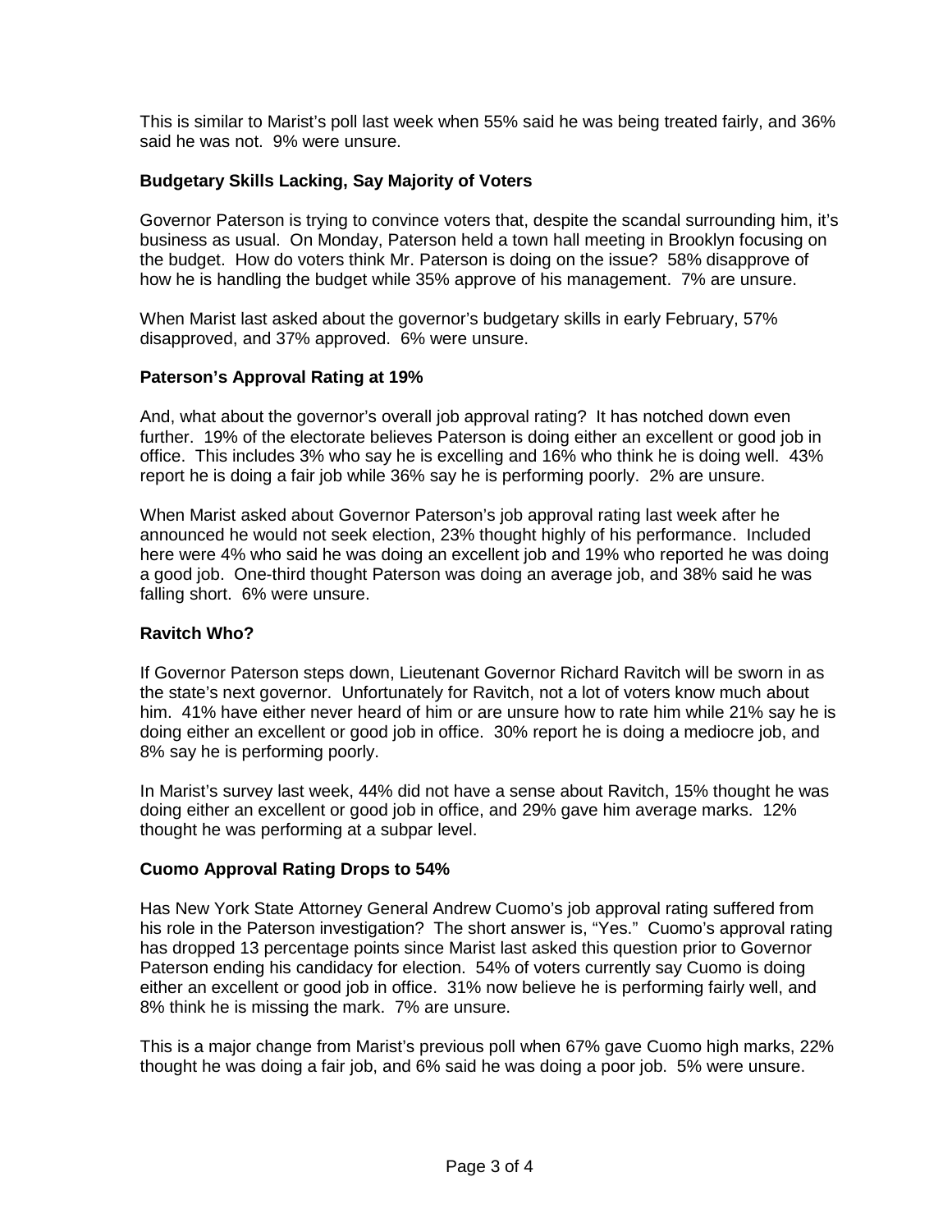This is similar to Marist's poll last week when 55% said he was being treated fairly, and 36% said he was not. 9% were unsure.

### Budgetary Skills Lacking, Say Majority of Voters

Governor Paterson is trying to convince voters that, despite the scandal surrounding him, it's business as usual. On Monday, Paterson held a town hall meeting in Brooklyn focusing on the budget. How do voters think Mr. Paterson is doing on the issue? 58% disapprove of how he is handling the budget while 35% approve of his management. 7% are unsure.

When Marist last asked about the governor's budgetary skills in early February, 57% disapproved, and 37% approved. 6% were unsure.

### Paterson's Approval Rating at 19%

And, what about the governor's overall job approval rating? It has notched down even further. 19% of the electorate believes Paterson is doing either an excellent or good job in office. This includes 3% who say he is excelling and 16% who think he is doing well. 43% report he is doing a fair job while 36% say he is performing poorly. 2% are unsure.

When Marist asked about Governor Paterson's job approval rating last week after he announced he would not seek election, 23% thought highly of his performance. Included here were 4% who said he was doing an excellent job and 19% who reported he was doing a good job. One-third thought Paterson was doing an average job, and 38% said he was falling short. 6% were unsure.

### Ravitch Who?

If Governor Paterson steps down, Lieutenant Governor Richard Ravitch will be sworn in as the state's next governor. Unfortunately for Ravitch, not a lot of voters know much about him. 41% have either never heard of him or are unsure how to rate him while 21% say he is doing either an excellent or good job in office. 30% report he is doing a mediocre job, and 8% say he is performing poorly.

In Marist's survey last week, 44% did not have a sense about Ravitch, 15% thought he was doing either an excellent or good job in office, and 29% gave him average marks. 12% thought he was performing at a subpar level.

### Cuomo Approval Rating Drops to 54%

Has New York State Attorney General Andrew Cuomo's job approval rating suffered from his role in the Paterson investigation? The short answer is, "Yes." Cuomo's approval rating has dropped 13 percentage points since Marist last asked this question prior to Governor Paterson ending his candidacy for election. 54% of voters currently say Cuomo is doing either an excellent or good job in office. 31% now believe he is performing fairly well, and 8% think he is missing the mark. 7% are unsure.

This is a major change from Marist's previous poll when 67% gave Cuomo high marks, 22% thought he was doing a fair job, and 6% said he was doing a poor job. 5% were unsure.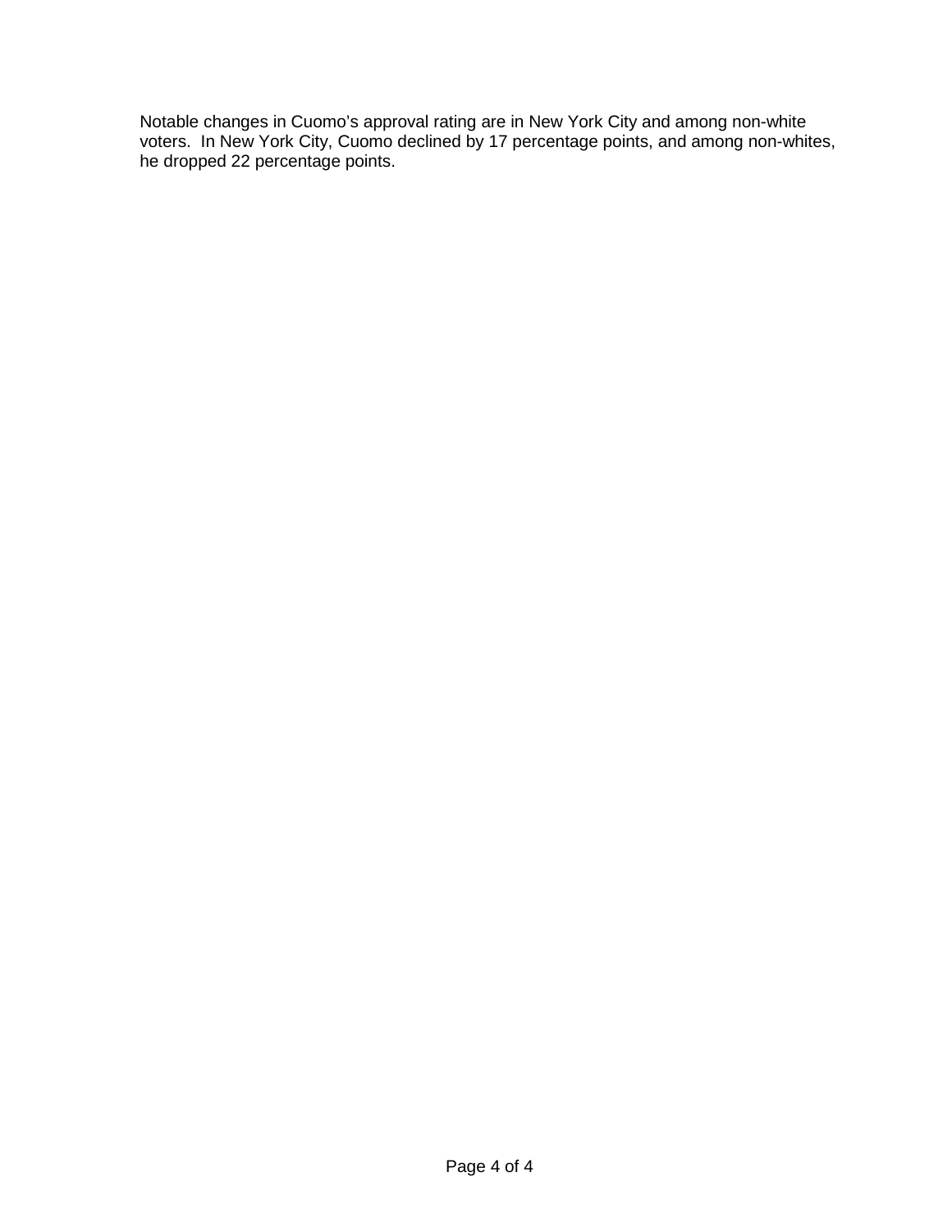Notable changes in Cuomo's approval rating are in New York City and among non-white voters. In New York City, Cuomo declined by 17 percentage points, and among non-whites, he dropped 22 percentage points.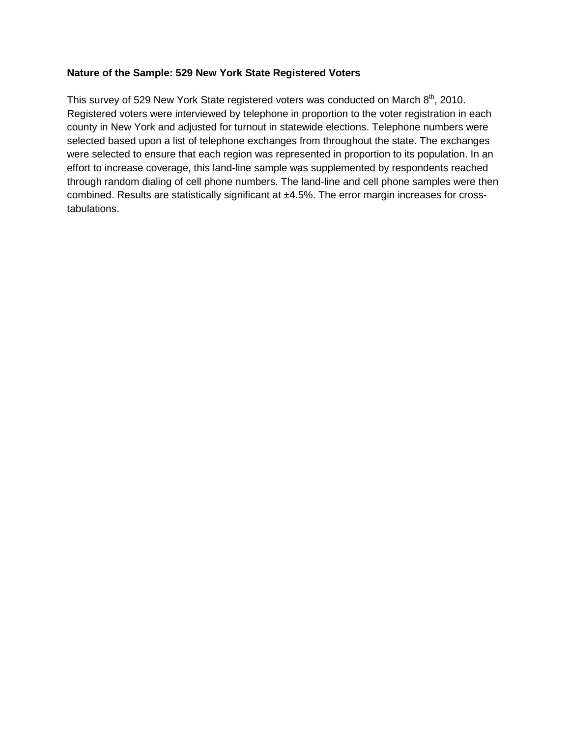**Nature of the Sample: 529 New York State Registered Voters**

This survey of 529 New York State registered voters was conducted on March 8th, 2010. Registered voters were interviewed by telephone in proportion to the voter registration in each county in New York and adjusted for turnout in statewide elections. Telephone numbers were selected based upon a list of telephone exchanges from throughout the state. The exchanges were selected to ensure that each region was represented in proportion to its population. In an effort to increase coverage, this land-line sample was supplemented by respondents reached through random dialing of cell phone numbers. The land-line and cell phone samples were then combined. Results are statistically significant at ±4.5%. The error margin increases for cross-tabulations.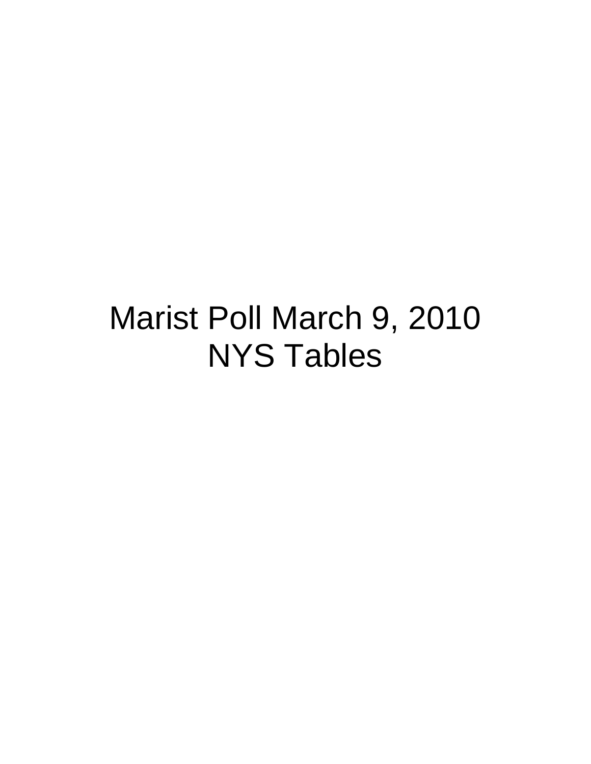# Marist Poll March 9, 2010
# NYS Tables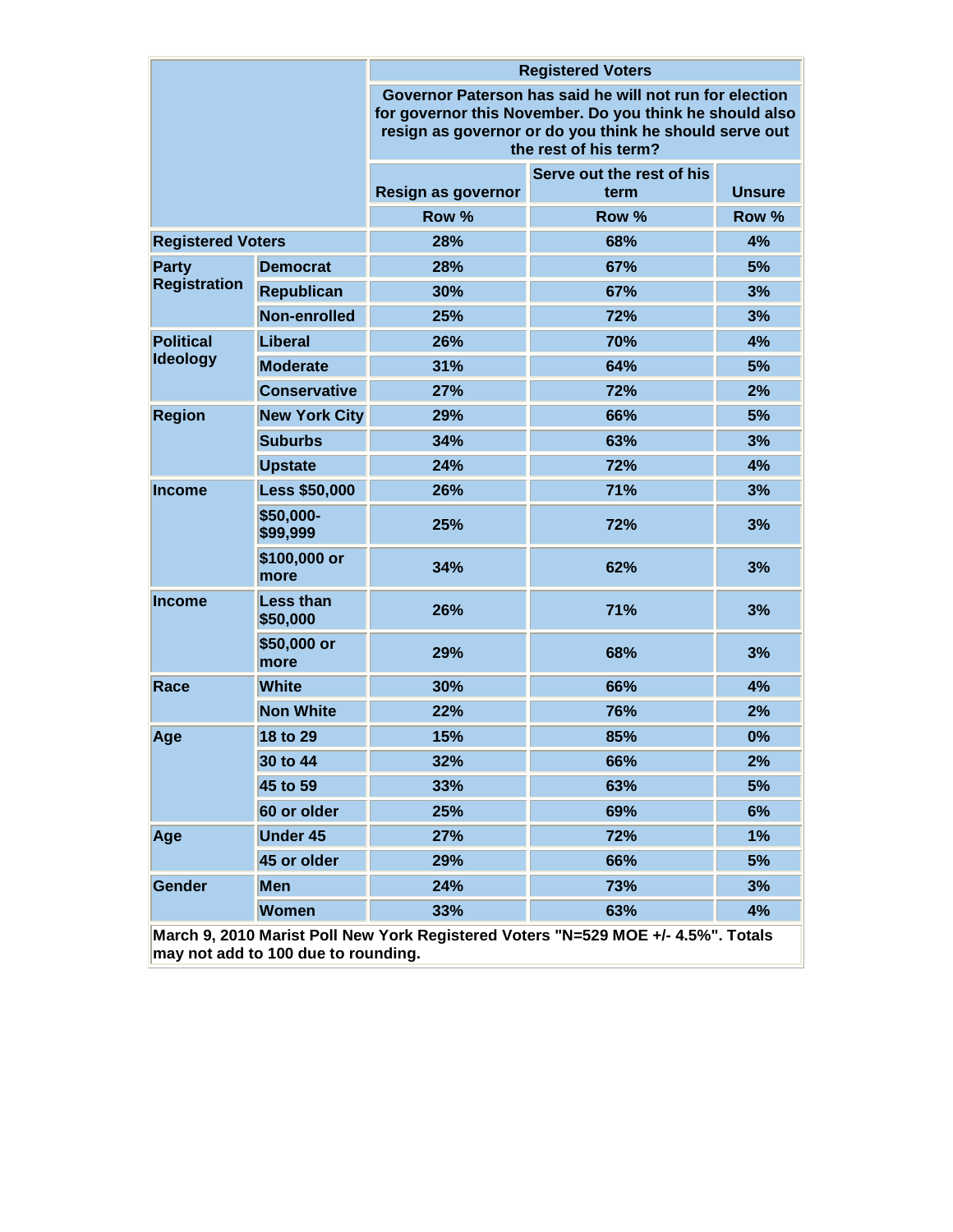| | | Registered Voters | | |
|---|---|---|---|---|
| | | Governor Paterson has said he will not run for election for governor this November. Do you think he should also resign as governor or do you think he should serve out the rest of his term? | | |
| | | Resign as governor | Serve out the rest of his term | Unsure |
| | | Row % | Row % | Row % |
| Registered Voters | | 28% | 68% | 4% |
| Party Registration | Democrat | 28% | 67% | 5% |
| | Republican | 30% | 67% | 3% |
| | Non-enrolled | 25% | 72% | 3% |
| Political Ideology | Liberal | 26% | 70% | 4% |
| | Moderate | 31% | 64% | 5% |
| | Conservative | 27% | 72% | 2% |
| Region | New York City | 29% | 66% | 5% |
| | Suburbs | 34% | 63% | 3% |
| | Upstate | 24% | 72% | 4% |
| Income | Less $50,000 | 26% | 71% | 3% |
| | $50,000-$99,999 | 25% | 72% | 3% |
| | $100,000 or more | 34% | 62% | 3% |
| Income | Less than $50,000 | 26% | 71% | 3% |
| | $50,000 or more | 29% | 68% | 3% |
| Race | White | 30% | 66% | 4% |
| | Non White | 22% | 76% | 2% |
| Age | 18 to 29 | 15% | 85% | 0% |
| | 30 to 44 | 32% | 66% | 2% |
| | 45 to 59 | 33% | 63% | 5% |
| | 60 or older | 25% | 69% | 6% |
| Age | Under 45 | 27% | 72% | 1% |
| | 45 or older | 29% | 66% | 5% |
| Gender | Men | 24% | 73% | 3% |
| | Women | 33% | 63% | 4% |

March 9, 2010 Marist Poll New York Registered Voters "N=529 MOE +/- 4.5%". Totals may not add to 100 due to rounding.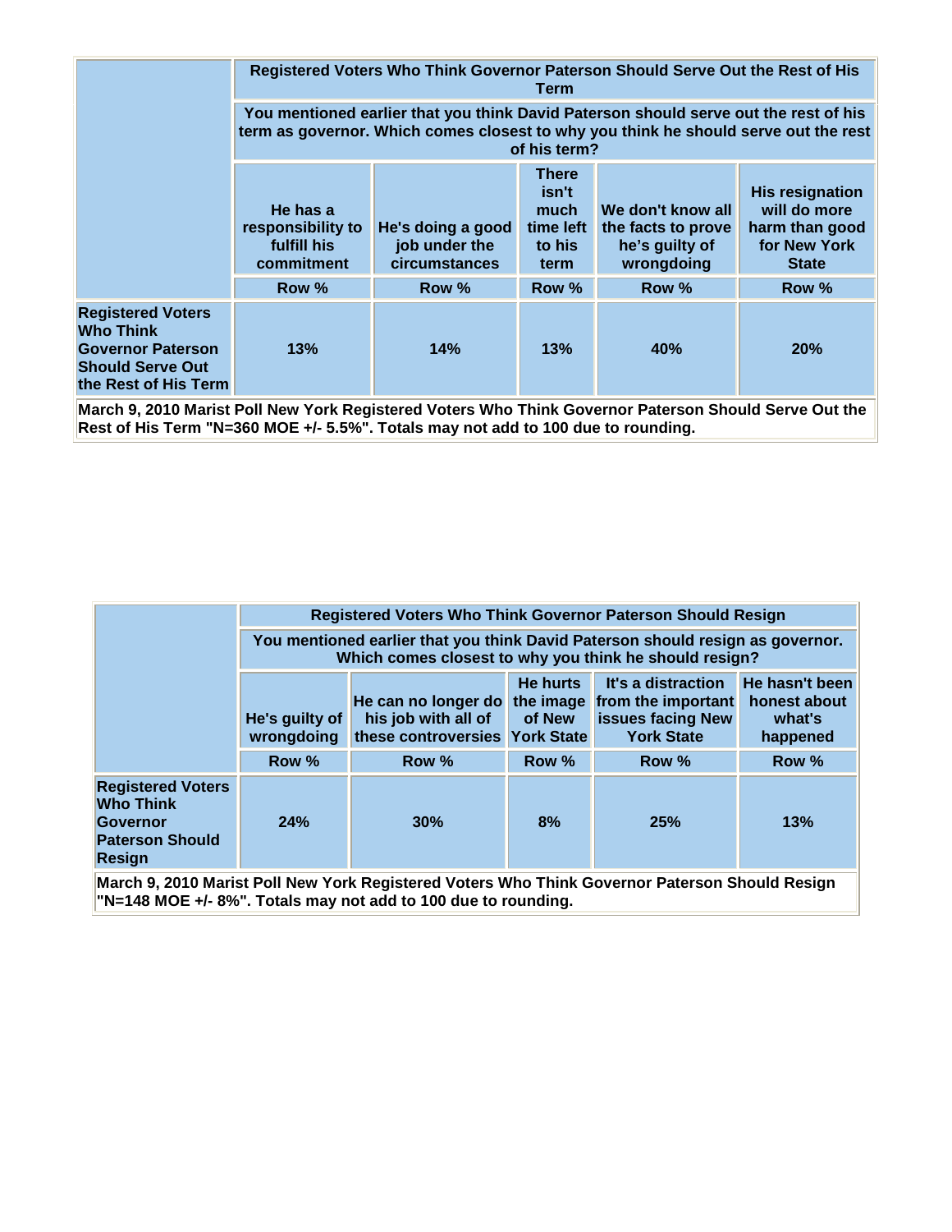| | Registered Voters Who Think Governor Paterson Should Serve Out the Rest of His Term | | | | |
|---|---|---|---|---|---|
| | You mentioned earlier that you think David Paterson should serve out the rest of his term as governor. Which comes closest to why you think he should serve out the rest of his term? | | | | |
| | He has a responsibility to fulfill his commitment | He's doing a good job under the circumstances | There isn't much time left to his term | We don't know all the facts to prove he's guilty of wrongdoing | His resignation will do more harm than good for New York State |
| | Row % | Row % | Row % | Row % | Row % |
| Registered Voters Who Think Governor Paterson Should Serve Out the Rest of His Term | 13% | 14% | 13% | 40% | 20% |

March 9, 2010 Marist Poll New York Registered Voters Who Think Governor Paterson Should Serve Out the Rest of His Term "N=360 MOE +/- 5.5%". Totals may not add to 100 due to rounding.

| | Registered Voters Who Think Governor Paterson Should Resign | | | | |
|---|---|---|---|---|---|
| | You mentioned earlier that you think David Paterson should resign as governor. Which comes closest to why you think he should resign? | | | | |
| | He's guilty of wrongdoing | He can no longer do his job with all of these controversies | He hurts the image of New York State | It's a distraction from the important issues facing New York State | He hasn't been honest about what's happened |
| | Row % | Row % | Row % | Row % | Row % |
| Registered Voters Who Think Governor Paterson Should Resign | 24% | 30% | 8% | 25% | 13% |

March 9, 2010 Marist Poll New York Registered Voters Who Think Governor Paterson Should Resign "N=148 MOE +/- 8%". Totals may not add to 100 due to rounding.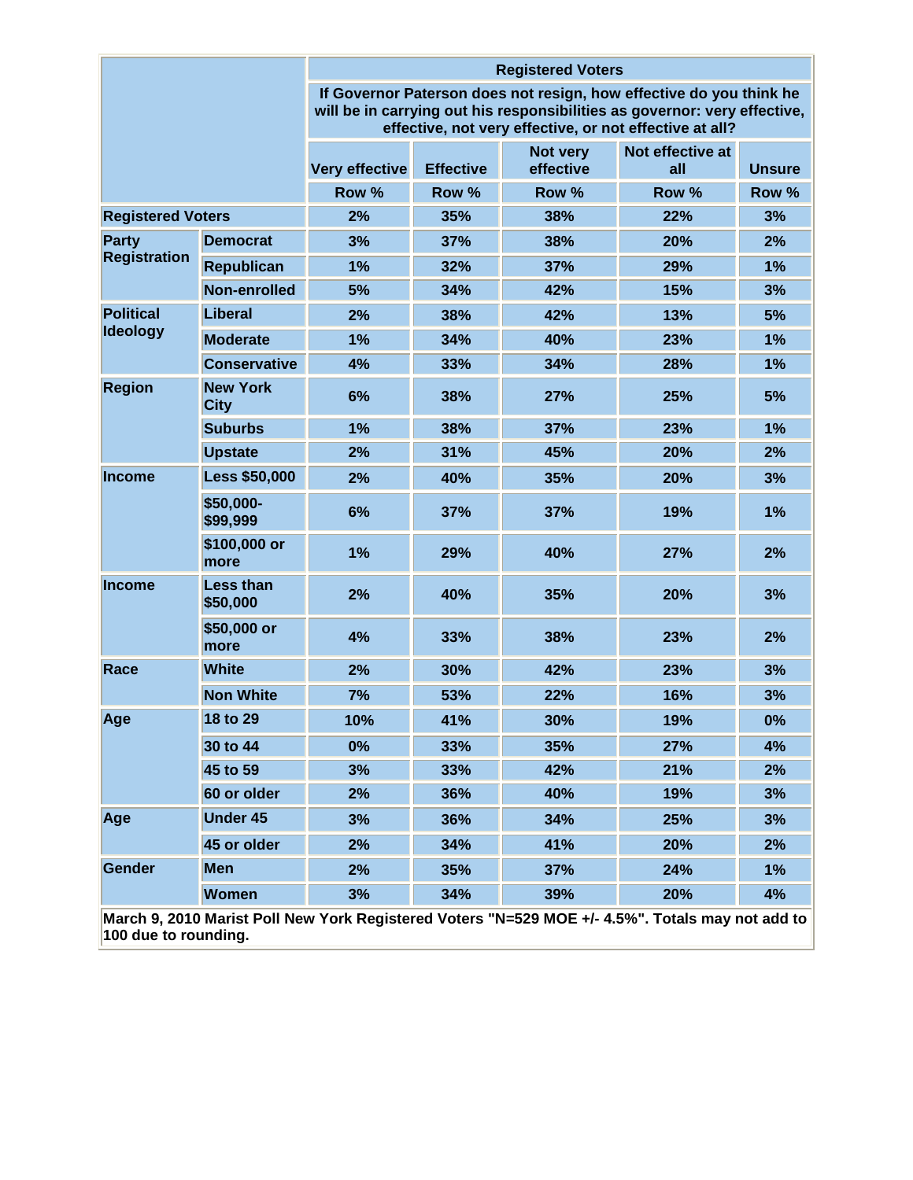| | | Registered Voters | | | | |
|---|---|---|---|---|---|---|
| | | If Governor Paterson does not resign, how effective do you think he will be in carrying out his responsibilities as governor: very effective, effective, not very effective, or not effective at all? | | | | |
| | | Very effective | Effective | Not very effective | Not effective at all | Unsure |
| | | Row % | Row % | Row % | Row % | Row % |
| Registered Voters | | 2% | 35% | 38% | 22% | 3% |
| Party Registration | Democrat | 3% | 37% | 38% | 20% | 2% |
| | Republican | 1% | 32% | 37% | 29% | 1% |
| | Non-enrolled | 5% | 34% | 42% | 15% | 3% |
| Political Ideology | Liberal | 2% | 38% | 42% | 13% | 5% |
| | Moderate | 1% | 34% | 40% | 23% | 1% |
| | Conservative | 4% | 33% | 34% | 28% | 1% |
| Region | New York City | 6% | 38% | 27% | 25% | 5% |
| | Suburbs | 1% | 38% | 37% | 23% | 1% |
| | Upstate | 2% | 31% | 45% | 20% | 2% |
| Income | Less $50,000 | 2% | 40% | 35% | 20% | 3% |
| | $50,000-$99,999 | 6% | 37% | 37% | 19% | 1% |
| | $100,000 or more | 1% | 29% | 40% | 27% | 2% |
| Income | Less than $50,000 | 2% | 40% | 35% | 20% | 3% |
| | $50,000 or more | 4% | 33% | 38% | 23% | 2% |
| Race | White | 2% | 30% | 42% | 23% | 3% |
| | Non White | 7% | 53% | 22% | 16% | 3% |
| Age | 18 to 29 | 10% | 41% | 30% | 19% | 0% |
| | 30 to 44 | 0% | 33% | 35% | 27% | 4% |
| | 45 to 59 | 3% | 33% | 42% | 21% | 2% |
| | 60 or older | 2% | 36% | 40% | 19% | 3% |
| Age | Under 45 | 3% | 36% | 34% | 25% | 3% |
| | 45 or older | 2% | 34% | 41% | 20% | 2% |
| Gender | Men | 2% | 35% | 37% | 24% | 1% |
| | Women | 3% | 34% | 39% | 20% | 4% |

March 9, 2010 Marist Poll New York Registered Voters "N=529 MOE +/- 4.5%". Totals may not add to 100 due to rounding.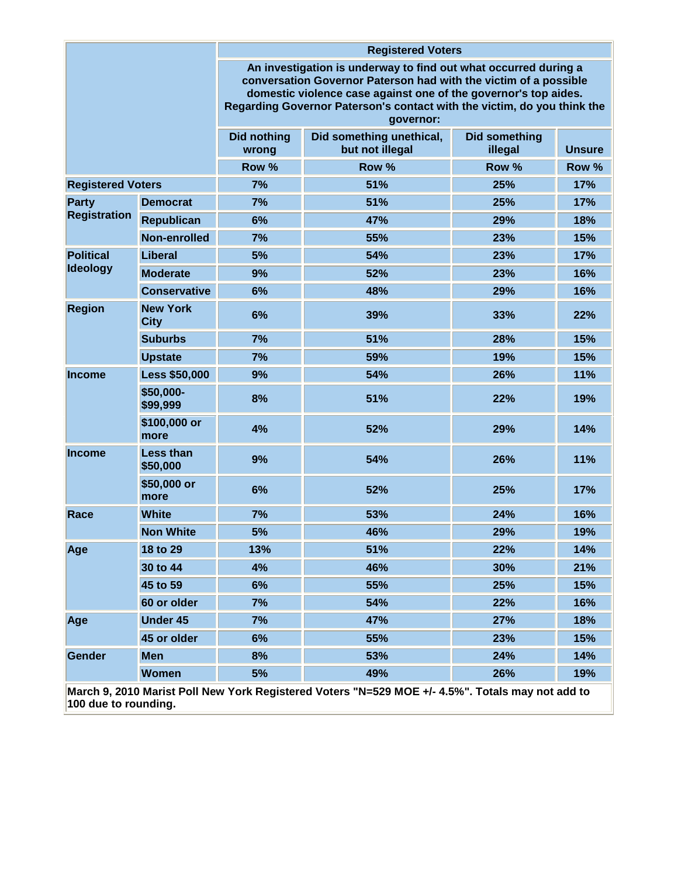| | | Registered Voters | | | |
|---|---|---|---|---|---|
| | | An investigation is underway to find out what occurred during a conversation Governor Paterson had with the victim of a possible domestic violence case against one of the governor's top aides. Regarding Governor Paterson's contact with the victim, do you think the governor: | | | |
| | | Did nothing wrong | Did something unethical, but not illegal | Did something illegal | Unsure |
| | | Row % | Row % | Row % | Row % |
| Registered Voters | | 7% | 51% | 25% | 17% |
| Party Registration | Democrat | 7% | 51% | 25% | 17% |
| | Republican | 6% | 47% | 29% | 18% |
| | Non-enrolled | 7% | 55% | 23% | 15% |
| Political Ideology | Liberal | 5% | 54% | 23% | 17% |
| | Moderate | 9% | 52% | 23% | 16% |
| | Conservative | 6% | 48% | 29% | 16% |
| Region | New York City | 6% | 39% | 33% | 22% |
| | Suburbs | 7% | 51% | 28% | 15% |
| | Upstate | 7% | 59% | 19% | 15% |
| Income | Less $50,000 | 9% | 54% | 26% | 11% |
| | $50,000-$99,999 | 8% | 51% | 22% | 19% |
| | $100,000 or more | 4% | 52% | 29% | 14% |
| Income | Less than $50,000 | 9% | 54% | 26% | 11% |
| | $50,000 or more | 6% | 52% | 25% | 17% |
| Race | White | 7% | 53% | 24% | 16% |
| | Non White | 5% | 46% | 29% | 19% |
| Age | 18 to 29 | 13% | 51% | 22% | 14% |
| | 30 to 44 | 4% | 46% | 30% | 21% |
| | 45 to 59 | 6% | 55% | 25% | 15% |
| | 60 or older | 7% | 54% | 22% | 16% |
| Age | Under 45 | 7% | 47% | 27% | 18% |
| | 45 or older | 6% | 55% | 23% | 15% |
| Gender | Men | 8% | 53% | 24% | 14% |
| | Women | 5% | 49% | 26% | 19% |

March 9, 2010 Marist Poll New York Registered Voters "N=529 MOE +/- 4.5%". Totals may not add to 100 due to rounding.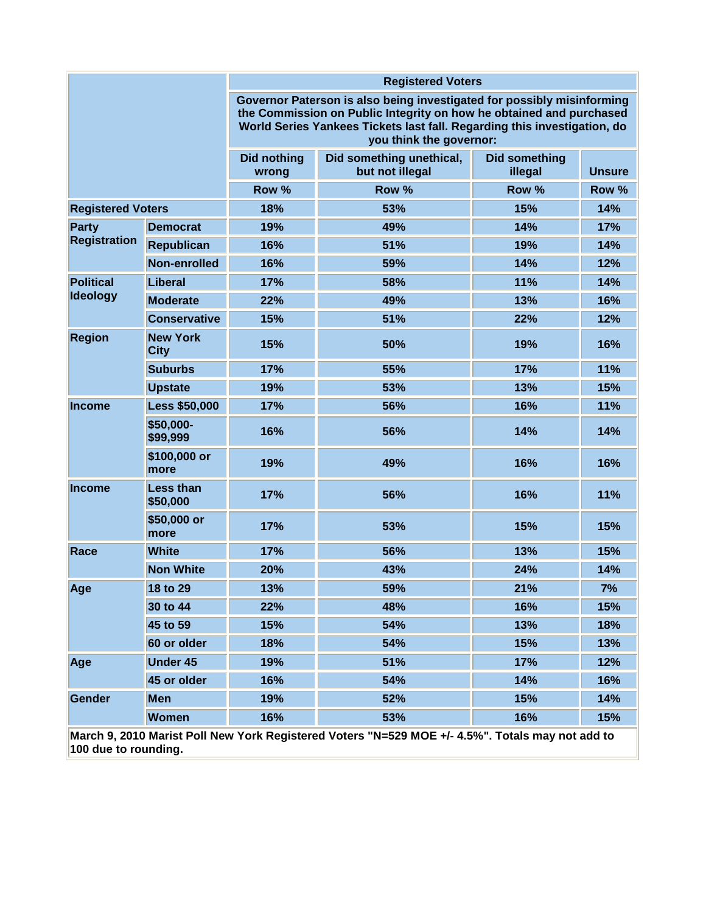| | | Registered Voters | | | |
|---|---|---|---|---|---|
| | | Governor Paterson is also being investigated for possibly misinforming the Commission on Public Integrity on how he obtained and purchased World Series Yankees Tickets last fall. Regarding this investigation, do you think the governor: | | | |
| | | Did nothing wrong | Did something unethical, but not illegal | Did something illegal | Unsure |
| | | Row % | Row % | Row % | Row % |
| Registered Voters | | 18% | 53% | 15% | 14% |
| Party Registration | Democrat | 19% | 49% | 14% | 17% |
| | Republican | 16% | 51% | 19% | 14% |
| | Non-enrolled | 16% | 59% | 14% | 12% |
| Political Ideology | Liberal | 17% | 58% | 11% | 14% |
| | Moderate | 22% | 49% | 13% | 16% |
| | Conservative | 15% | 51% | 22% | 12% |
| Region | New York City | 15% | 50% | 19% | 16% |
| | Suburbs | 17% | 55% | 17% | 11% |
| | Upstate | 19% | 53% | 13% | 15% |
| Income | Less $50,000 | 17% | 56% | 16% | 11% |
| | $50,000-$99,999 | 16% | 56% | 14% | 14% |
| | $100,000 or more | 19% | 49% | 16% | 16% |
| Income | Less than $50,000 | 17% | 56% | 16% | 11% |
| | $50,000 or more | 17% | 53% | 15% | 15% |
| Race | White | 17% | 56% | 13% | 15% |
| | Non White | 20% | 43% | 24% | 14% |
| Age | 18 to 29 | 13% | 59% | 21% | 7% |
| | 30 to 44 | 22% | 48% | 16% | 15% |
| | 45 to 59 | 15% | 54% | 13% | 18% |
| | 60 or older | 18% | 54% | 15% | 13% |
| Age | Under 45 | 19% | 51% | 17% | 12% |
| | 45 or older | 16% | 54% | 14% | 16% |
| Gender | Men | 19% | 52% | 15% | 14% |
| | Women | 16% | 53% | 16% | 15% |

March 9, 2010 Marist Poll New York Registered Voters "N=529 MOE +/- 4.5%". Totals may not add to 100 due to rounding.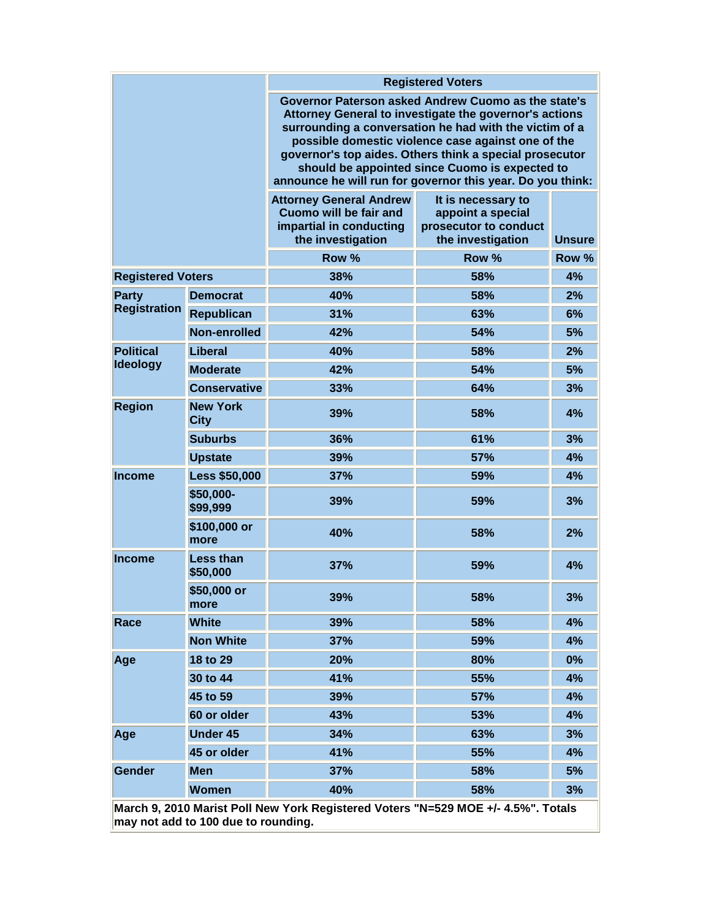| | | Registered Voters | | |
|---|---|---|---|---|
| | | Governor Paterson asked Andrew Cuomo as the state's Attorney General to investigate the governor's actions surrounding a conversation he had with the victim of a possible domestic violence case against one of the governor's top aides. Others think a special prosecutor should be appointed since Cuomo is expected to announce he will run for governor this year. Do you think: | | |
| | | Attorney General Andrew Cuomo will be fair and impartial in conducting the investigation | It is necessary to appoint a special prosecutor to conduct the investigation | Unsure |
| | | Row % | Row % | Row % |
| Registered Voters | | 38% | 58% | 4% |
| Party Registration | Democrat | 40% | 58% | 2% |
| | Republican | 31% | 63% | 6% |
| | Non-enrolled | 42% | 54% | 5% |
| Political Ideology | Liberal | 40% | 58% | 2% |
| | Moderate | 42% | 54% | 5% |
| | Conservative | 33% | 64% | 3% |
| Region | New York City | 39% | 58% | 4% |
| | Suburbs | 36% | 61% | 3% |
| | Upstate | 39% | 57% | 4% |
| Income | Less $50,000 | 37% | 59% | 4% |
| | $50,000-$99,999 | 39% | 59% | 3% |
| | $100,000 or more | 40% | 58% | 2% |
| Income | Less than $50,000 | 37% | 59% | 4% |
| | $50,000 or more | 39% | 58% | 3% |
| Race | White | 39% | 58% | 4% |
| | Non White | 37% | 59% | 4% |
| Age | 18 to 29 | 20% | 80% | 0% |
| | 30 to 44 | 41% | 55% | 4% |
| | 45 to 59 | 39% | 57% | 4% |
| | 60 or older | 43% | 53% | 4% |
| Age | Under 45 | 34% | 63% | 3% |
| | 45 or older | 41% | 55% | 4% |
| Gender | Men | 37% | 58% | 5% |
| | Women | 40% | 58% | 3% |

March 9, 2010 Marist Poll New York Registered Voters "N=529 MOE +/- 4.5%". Totals may not add to 100 due to rounding.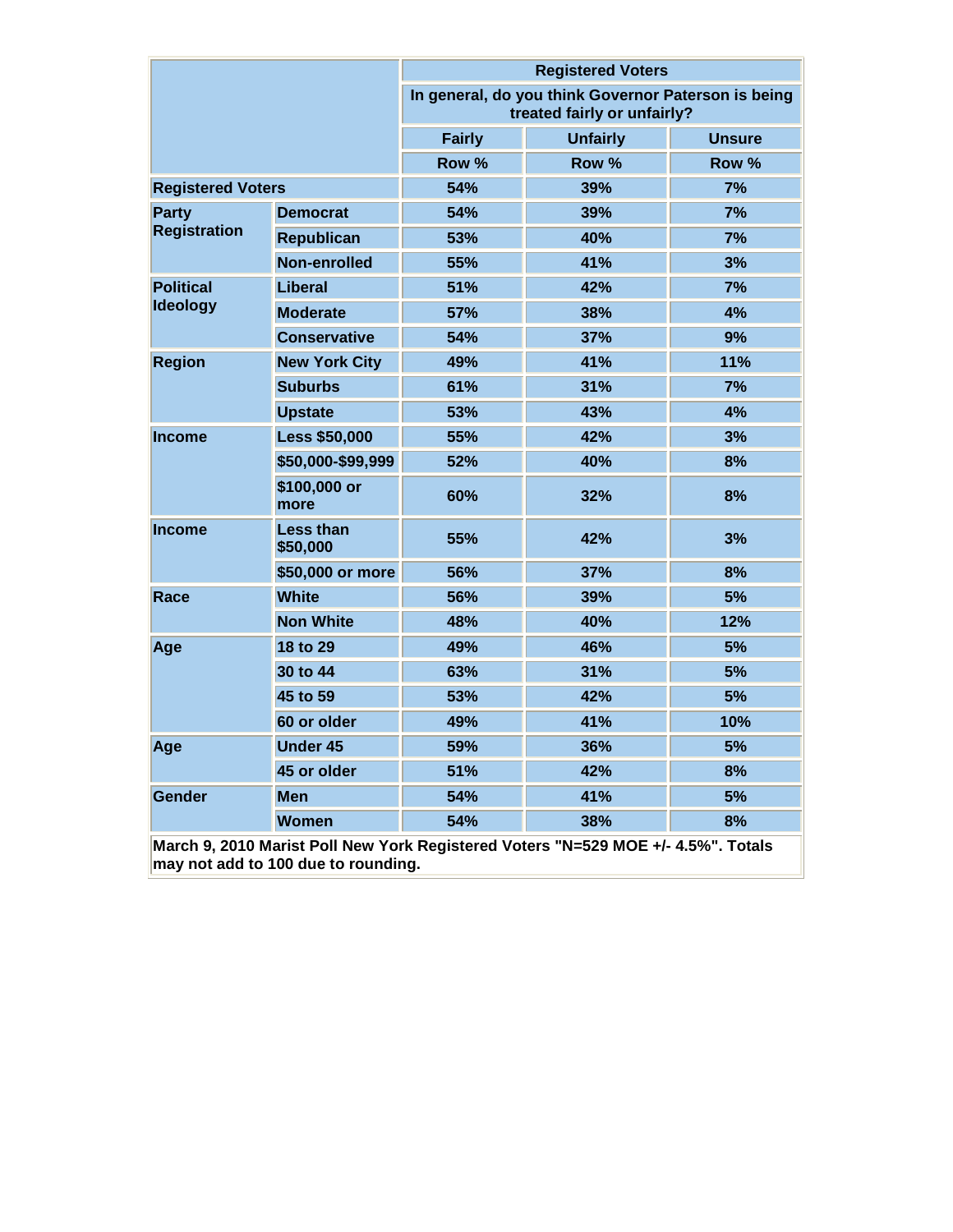| | | Registered Voters | | |
|---|---|---|---|---|
| | | In general, do you think Governor Paterson is being treated fairly or unfairly? | | |
| | | Fairly | Unfairly | Unsure |
| | | Row % | Row % | Row % |
| Registered Voters | | 54% | 39% | 7% |
| Party Registration | Democrat | 54% | 39% | 7% |
| | Republican | 53% | 40% | 7% |
| | Non-enrolled | 55% | 41% | 3% |
| Political Ideology | Liberal | 51% | 42% | 7% |
| | Moderate | 57% | 38% | 4% |
| | Conservative | 54% | 37% | 9% |
| Region | New York City | 49% | 41% | 11% |
| | Suburbs | 61% | 31% | 7% |
| | Upstate | 53% | 43% | 4% |
| Income | Less $50,000 | 55% | 42% | 3% |
| | $50,000-$99,999 | 52% | 40% | 8% |
| | $100,000 or more | 60% | 32% | 8% |
| Income | Less than $50,000 | 55% | 42% | 3% |
| | $50,000 or more | 56% | 37% | 8% |
| Race | White | 56% | 39% | 5% |
| | Non White | 48% | 40% | 12% |
| Age | 18 to 29 | 49% | 46% | 5% |
| | 30 to 44 | 63% | 31% | 5% |
| | 45 to 59 | 53% | 42% | 5% |
| | 60 or older | 49% | 41% | 10% |
| Age | Under 45 | 59% | 36% | 5% |
| | 45 or older | 51% | 42% | 8% |
| Gender | Men | 54% | 41% | 5% |
| | Women | 54% | 38% | 8% |

March 9, 2010 Marist Poll New York Registered Voters "N=529 MOE +/- 4.5%". Totals may not add to 100 due to rounding.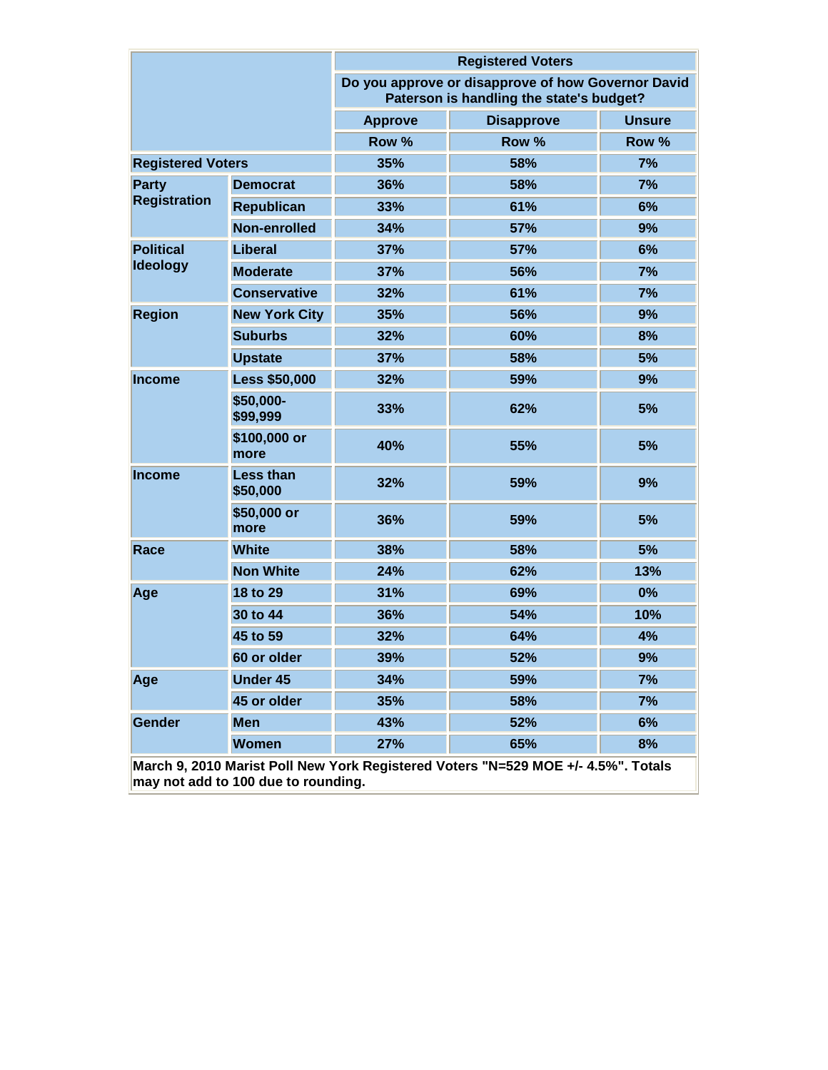| | | Registered Voters | | |
|---|---|---|---|---|
| | | Do you approve or disapprove of how Governor David Paterson is handling the state's budget? | | |
| | | Approve | Disapprove | Unsure |
| | | Row % | Row % | Row % |
| **Registered Voters** | | 35% | 58% | 7% |
| **Party Registration** | **Democrat** | 36% | 58% | 7% |
| | **Republican** | 33% | 61% | 6% |
| | **Non-enrolled** | 34% | 57% | 9% |
| **Political Ideology** | **Liberal** | 37% | 57% | 6% |
| | **Moderate** | 37% | 56% | 7% |
| | **Conservative** | 32% | 61% | 7% |
| **Region** | **New York City** | 35% | 56% | 9% |
| | **Suburbs** | 32% | 60% | 8% |
| | **Upstate** | 37% | 58% | 5% |
| **Income** | **Less $50,000** | 32% | 59% | 9% |
| | **$50,000-$99,999** | 33% | 62% | 5% |
| | **$100,000 or more** | 40% | 55% | 5% |
| **Income** | **Less than $50,000** | 32% | 59% | 9% |
| | **$50,000 or more** | 36% | 59% | 5% |
| **Race** | **White** | 38% | 58% | 5% |
| | **Non White** | 24% | 62% | 13% |
| **Age** | **18 to 29** | 31% | 69% | 0% |
| | **30 to 44** | 36% | 54% | 10% |
| | **45 to 59** | 32% | 64% | 4% |
| | **60 or older** | 39% | 52% | 9% |
| **Age** | **Under 45** | 34% | 59% | 7% |
| | **45 or older** | 35% | 58% | 7% |
| **Gender** | **Men** | 43% | 52% | 6% |
| | **Women** | 27% | 65% | 8% |

**March 9, 2010 Marist Poll New York Registered Voters "N=529 MOE +/- 4.5%". Totals may not add to 100 due to rounding.**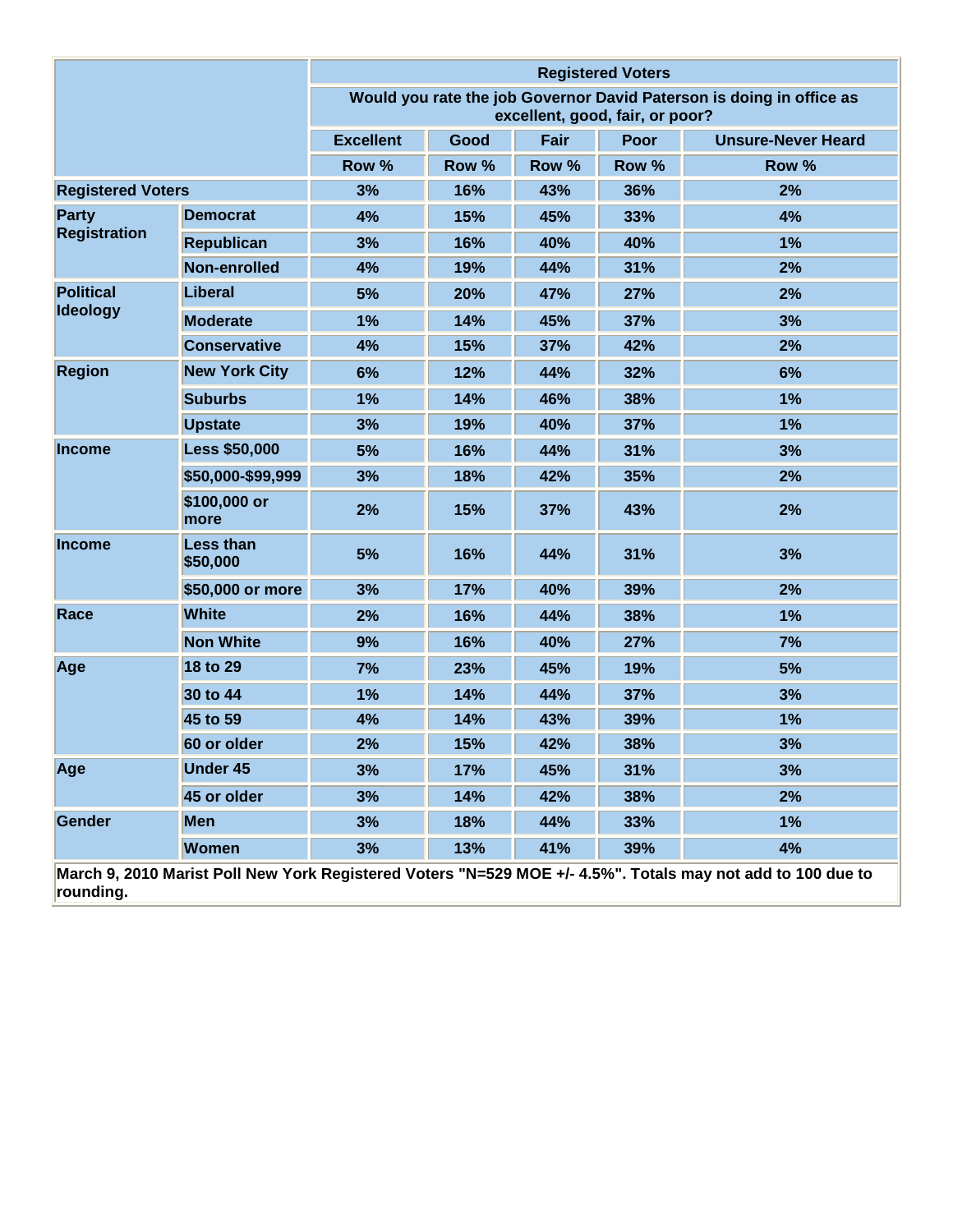| | | Registered Voters | | | | |
|---|---|---|---|---|---|---|
| | | Would you rate the job Governor David Paterson is doing in office as excellent, good, fair, or poor? | | | | |
| | | Excellent | Good | Fair | Poor | Unsure-Never Heard |
| | | Row % | Row % | Row % | Row % | Row % |
| Registered Voters | | 3% | 16% | 43% | 36% | 2% |
| Party Registration | Democrat | 4% | 15% | 45% | 33% | 4% |
| | Republican | 3% | 16% | 40% | 40% | 1% |
| | Non-enrolled | 4% | 19% | 44% | 31% | 2% |
| Political Ideology | Liberal | 5% | 20% | 47% | 27% | 2% |
| | Moderate | 1% | 14% | 45% | 37% | 3% |
| | Conservative | 4% | 15% | 37% | 42% | 2% |
| Region | New York City | 6% | 12% | 44% | 32% | 6% |
| | Suburbs | 1% | 14% | 46% | 38% | 1% |
| | Upstate | 3% | 19% | 40% | 37% | 1% |
| Income | Less $50,000 | 5% | 16% | 44% | 31% | 3% |
| | $50,000-$99,999 | 3% | 18% | 42% | 35% | 2% |
| | $100,000 or more | 2% | 15% | 37% | 43% | 2% |
| Income | Less than $50,000 | 5% | 16% | 44% | 31% | 3% |
| | $50,000 or more | 3% | 17% | 40% | 39% | 2% |
| Race | White | 2% | 16% | 44% | 38% | 1% |
| | Non White | 9% | 16% | 40% | 27% | 7% |
| Age | 18 to 29 | 7% | 23% | 45% | 19% | 5% |
| | 30 to 44 | 1% | 14% | 44% | 37% | 3% |
| | 45 to 59 | 4% | 14% | 43% | 39% | 1% |
| | 60 or older | 2% | 15% | 42% | 38% | 3% |
| Age | Under 45 | 3% | 17% | 45% | 31% | 3% |
| | 45 or older | 3% | 14% | 42% | 38% | 2% |
| Gender | Men | 3% | 18% | 44% | 33% | 1% |
| | Women | 3% | 13% | 41% | 39% | 4% |

March 9, 2010 Marist Poll New York Registered Voters "N=529 MOE +/- 4.5%". Totals may not add to 100 due to rounding.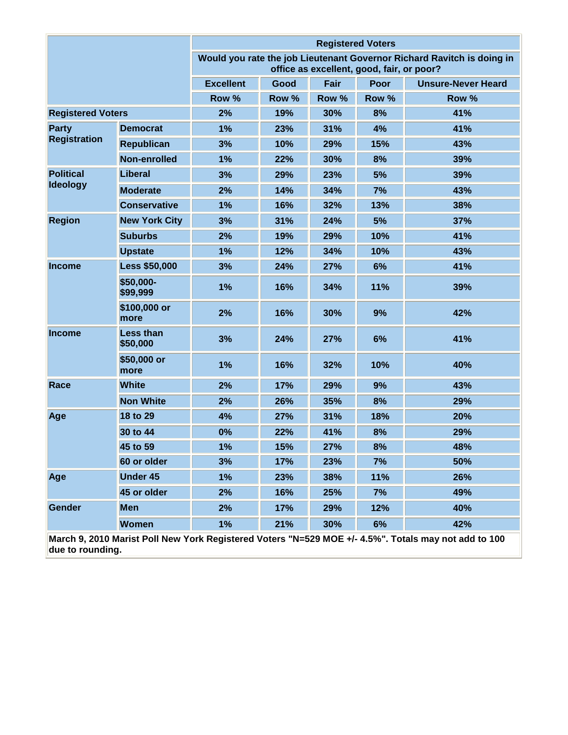| | | Registered Voters | | | | |
|---|---|---|---|---|---|---|
| | | Would you rate the job Lieutenant Governor Richard Ravitch is doing in office as excellent, good, fair, or poor? | | | | |
| | | Excellent | Good | Fair | Poor | Unsure-Never Heard |
| | | Row % | Row % | Row % | Row % | Row % |
| Registered Voters | | 2% | 19% | 30% | 8% | 41% |
| Party Registration | Democrat | 1% | 23% | 31% | 4% | 41% |
| | Republican | 3% | 10% | 29% | 15% | 43% |
| | Non-enrolled | 1% | 22% | 30% | 8% | 39% |
| Political Ideology | Liberal | 3% | 29% | 23% | 5% | 39% |
| | Moderate | 2% | 14% | 34% | 7% | 43% |
| | Conservative | 1% | 16% | 32% | 13% | 38% |
| Region | New York City | 3% | 31% | 24% | 5% | 37% |
| | Suburbs | 2% | 19% | 29% | 10% | 41% |
| | Upstate | 1% | 12% | 34% | 10% | 43% |
| Income | Less $50,000 | 3% | 24% | 27% | 6% | 41% |
| | $50,000-$99,999 | 1% | 16% | 34% | 11% | 39% |
| | $100,000 or more | 2% | 16% | 30% | 9% | 42% |
| Income | Less than $50,000 | 3% | 24% | 27% | 6% | 41% |
| | $50,000 or more | 1% | 16% | 32% | 10% | 40% |
| Race | White | 2% | 17% | 29% | 9% | 43% |
| | Non White | 2% | 26% | 35% | 8% | 29% |
| Age | 18 to 29 | 4% | 27% | 31% | 18% | 20% |
| | 30 to 44 | 0% | 22% | 41% | 8% | 29% |
| | 45 to 59 | 1% | 15% | 27% | 8% | 48% |
| | 60 or older | 3% | 17% | 23% | 7% | 50% |
| Age | Under 45 | 1% | 23% | 38% | 11% | 26% |
| | 45 or older | 2% | 16% | 25% | 7% | 49% |
| Gender | Men | 2% | 17% | 29% | 12% | 40% |
| | Women | 1% | 21% | 30% | 6% | 42% |

March 9, 2010 Marist Poll New York Registered Voters "N=529 MOE +/- 4.5%". Totals may not add to 100 due to rounding.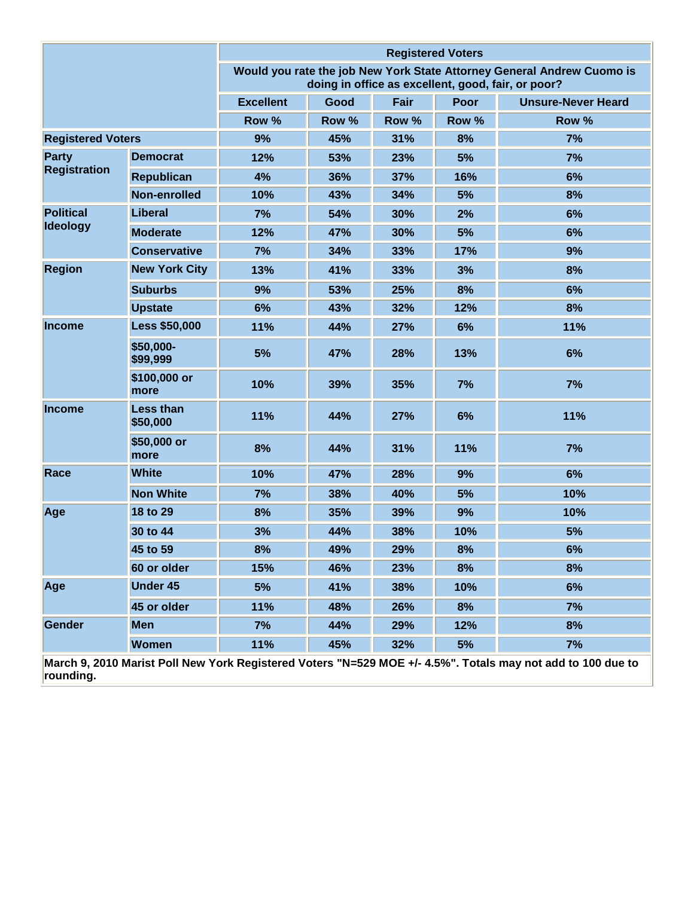| | | Registered Voters | | | | |
|---|---|---|---|---|---|---|
| | | Would you rate the job New York State Attorney General Andrew Cuomo is doing in office as excellent, good, fair, or poor? | | | | |
| | | Excellent | Good | Fair | Poor | Unsure-Never Heard |
| | | Row % | Row % | Row % | Row % | Row % |
| Registered Voters | | 9% | 45% | 31% | 8% | 7% |
| Party Registration | Democrat | 12% | 53% | 23% | 5% | 7% |
| | Republican | 4% | 36% | 37% | 16% | 6% |
| | Non-enrolled | 10% | 43% | 34% | 5% | 8% |
| Political Ideology | Liberal | 7% | 54% | 30% | 2% | 6% |
| | Moderate | 12% | 47% | 30% | 5% | 6% |
| | Conservative | 7% | 34% | 33% | 17% | 9% |
| Region | New York City | 13% | 41% | 33% | 3% | 8% |
| | Suburbs | 9% | 53% | 25% | 8% | 6% |
| | Upstate | 6% | 43% | 32% | 12% | 8% |
| Income | Less $50,000 | 11% | 44% | 27% | 6% | 11% |
| | $50,000-$99,999 | 5% | 47% | 28% | 13% | 6% |
| | $100,000 or more | 10% | 39% | 35% | 7% | 7% |
| Income | Less than $50,000 | 11% | 44% | 27% | 6% | 11% |
| | $50,000 or more | 8% | 44% | 31% | 11% | 7% |
| Race | White | 10% | 47% | 28% | 9% | 6% |
| | Non White | 7% | 38% | 40% | 5% | 10% |
| Age | 18 to 29 | 8% | 35% | 39% | 9% | 10% |
| | 30 to 44 | 3% | 44% | 38% | 10% | 5% |
| | 45 to 59 | 8% | 49% | 29% | 8% | 6% |
| | 60 or older | 15% | 46% | 23% | 8% | 8% |
| Age | Under 45 | 5% | 41% | 38% | 10% | 6% |
| | 45 or older | 11% | 48% | 26% | 8% | 7% |
| Gender | Men | 7% | 44% | 29% | 12% | 8% |
| | Women | 11% | 45% | 32% | 5% | 7% |

March 9, 2010 Marist Poll New York Registered Voters "N=529 MOE +/- 4.5%". Totals may not add to 100 due to rounding.